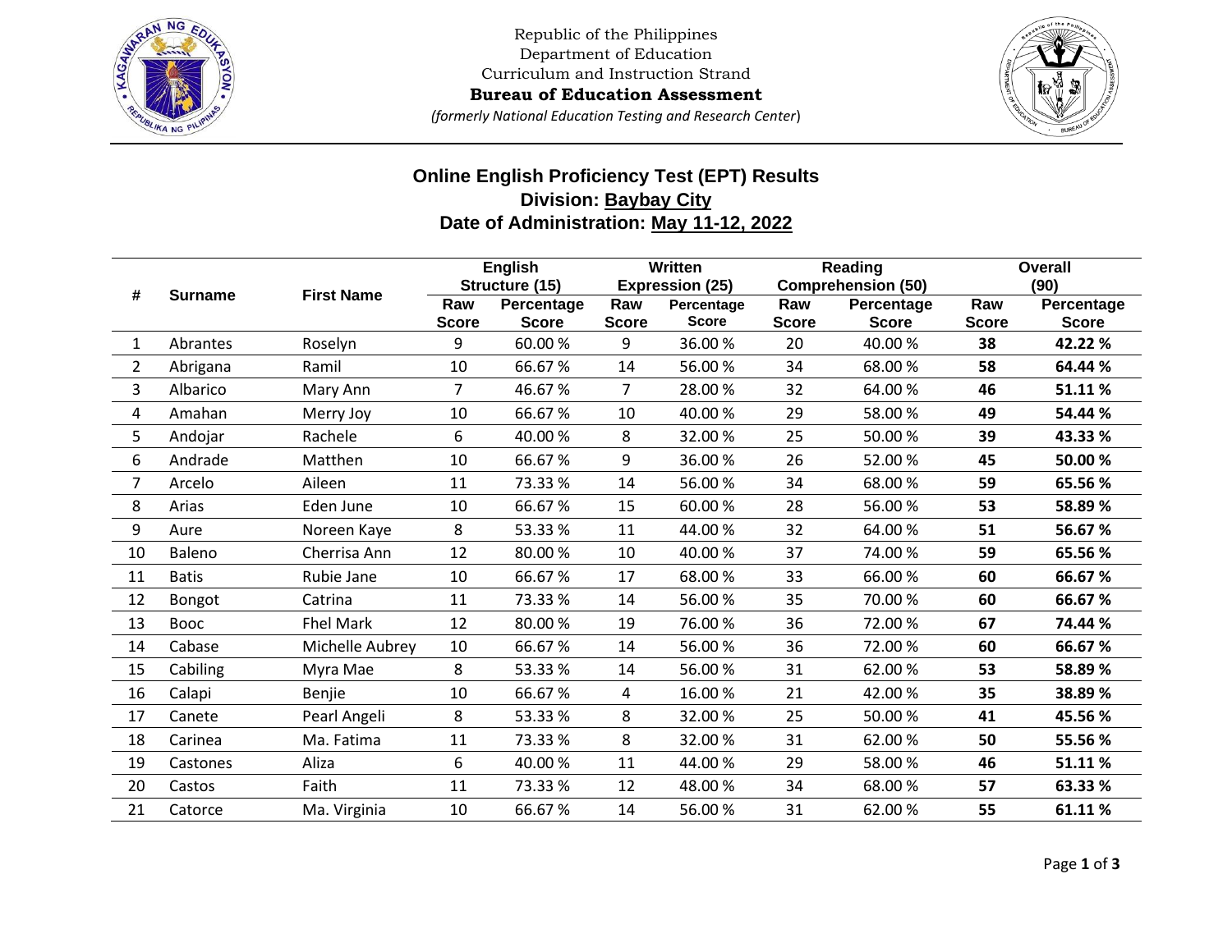Republic of the Philippines
Department of Education
Curriculum and Instruction Strand
**Bureau of Education Assessment**
*(formerly National Education Testing and Research Center)*

## Online English Proficiency Test (EPT) Results
## Division: Baybay City
## Date of Administration: May 11-12, 2022

| # | Surname | First Name | English Structure (15) | | Written Expression (25) | | Reading Comprehension (50) | | Overall (90) | |
|---|---|---|---|---|---|---|---|---|---|---|
| | | | Raw Score | Percentage Score | Raw Score | Percentage Score | Raw Score | Percentage Score | Raw Score | Percentage Score |
| 1 | Abrantes | Roselyn | 9 | 60.00 % | 9 | 36.00 % | 20 | 40.00 % | **38** | **42.22 %** |
| 2 | Abrigana | Ramil | 10 | 66.67 % | 14 | 56.00 % | 34 | 68.00 % | **58** | **64.44 %** |
| 3 | Albarico | Mary Ann | 7 | 46.67 % | 7 | 28.00 % | 32 | 64.00 % | **46** | **51.11 %** |
| 4 | Amahan | Merry Joy | 10 | 66.67 % | 10 | 40.00 % | 29 | 58.00 % | **49** | **54.44 %** |
| 5 | Andojar | Rachele | 6 | 40.00 % | 8 | 32.00 % | 25 | 50.00 % | **39** | **43.33 %** |
| 6 | Andrade | Matthen | 10 | 66.67 % | 9 | 36.00 % | 26 | 52.00 % | **45** | **50.00 %** |
| 7 | Arcelo | Aileen | 11 | 73.33 % | 14 | 56.00 % | 34 | 68.00 % | **59** | **65.56 %** |
| 8 | Arias | Eden June | 10 | 66.67 % | 15 | 60.00 % | 28 | 56.00 % | **53** | **58.89 %** |
| 9 | Aure | Noreen Kaye | 8 | 53.33 % | 11 | 44.00 % | 32 | 64.00 % | **51** | **56.67 %** |
| 10 | Baleno | Cherrisa Ann | 12 | 80.00 % | 10 | 40.00 % | 37 | 74.00 % | **59** | **65.56 %** |
| 11 | Batis | Rubie Jane | 10 | 66.67 % | 17 | 68.00 % | 33 | 66.00 % | **60** | **66.67 %** |
| 12 | Bongot | Catrina | 11 | 73.33 % | 14 | 56.00 % | 35 | 70.00 % | **60** | **66.67 %** |
| 13 | Booc | Fhel Mark | 12 | 80.00 % | 19 | 76.00 % | 36 | 72.00 % | **67** | **74.44 %** |
| 14 | Cabase | Michelle Aubrey | 10 | 66.67 % | 14 | 56.00 % | 36 | 72.00 % | **60** | **66.67 %** |
| 15 | Cabiling | Myra Mae | 8 | 53.33 % | 14 | 56.00 % | 31 | 62.00 % | **53** | **58.89 %** |
| 16 | Calapi | Benjie | 10 | 66.67 % | 4 | 16.00 % | 21 | 42.00 % | **35** | **38.89 %** |
| 17 | Canete | Pearl Angeli | 8 | 53.33 % | 8 | 32.00 % | 25 | 50.00 % | **41** | **45.56 %** |
| 18 | Carinea | Ma. Fatima | 11 | 73.33 % | 8 | 32.00 % | 31 | 62.00 % | **50** | **55.56 %** |
| 19 | Castones | Aliza | 6 | 40.00 % | 11 | 44.00 % | 29 | 58.00 % | **46** | **51.11 %** |
| 20 | Castos | Faith | 11 | 73.33 % | 12 | 48.00 % | 34 | 68.00 % | **57** | **63.33 %** |
| 21 | Catorce | Ma. Virginia | 10 | 66.67 % | 14 | 56.00 % | 31 | 62.00 % | **55** | **61.11 %** |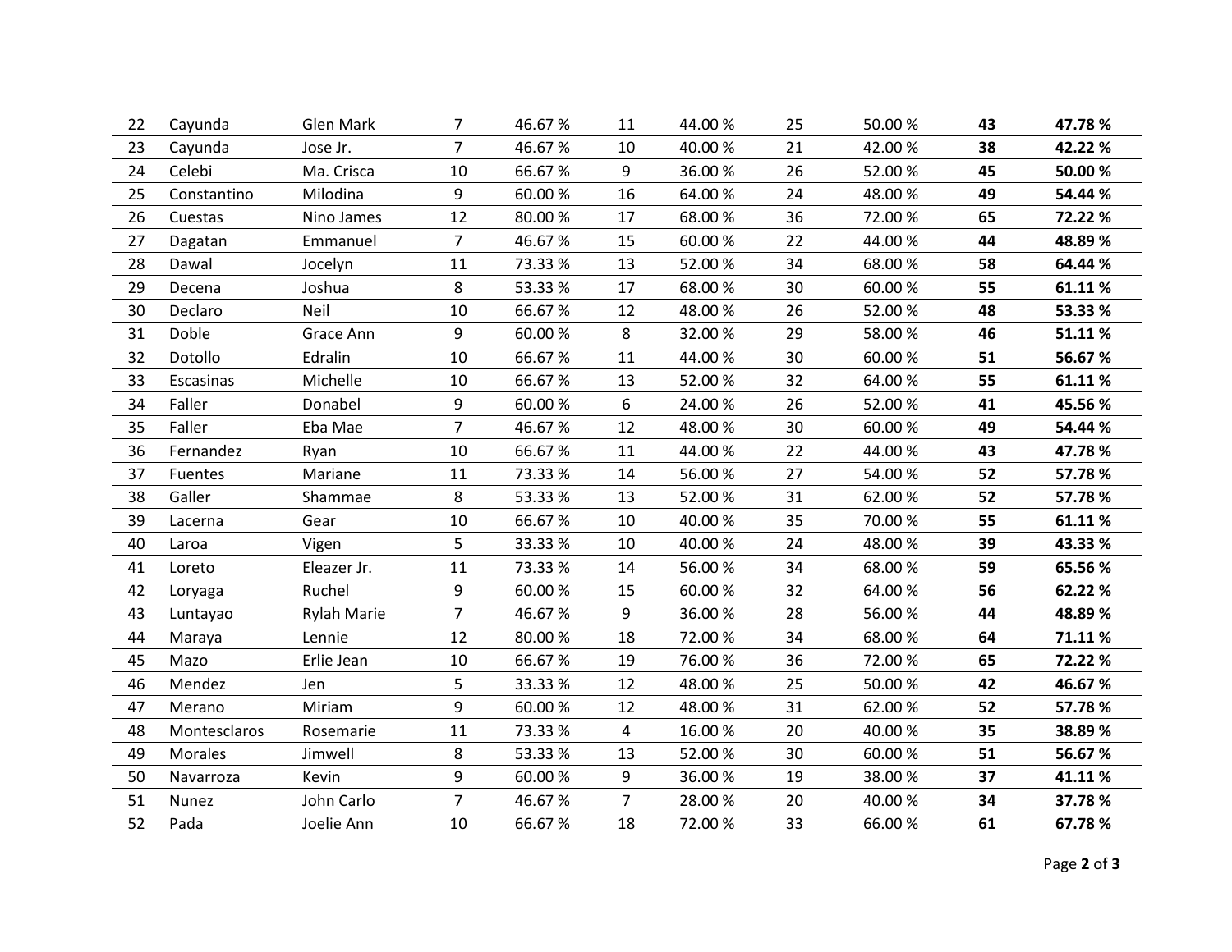| | | | | | | | | | | |
|---|---|---|---|---|---|---|---|---|---|---|
| 22 | Cayunda | Glen Mark | 7 | 46.67 % | 11 | 44.00 % | 25 | 50.00 % | **43** | **47.78 %** |
| 23 | Cayunda | Jose Jr. | 7 | 46.67 % | 10 | 40.00 % | 21 | 42.00 % | **38** | **42.22 %** |
| 24 | Celebi | Ma. Crisca | 10 | 66.67 % | 9 | 36.00 % | 26 | 52.00 % | **45** | **50.00 %** |
| 25 | Constantino | Milodina | 9 | 60.00 % | 16 | 64.00 % | 24 | 48.00 % | **49** | **54.44 %** |
| 26 | Cuestas | Nino James | 12 | 80.00 % | 17 | 68.00 % | 36 | 72.00 % | **65** | **72.22 %** |
| 27 | Dagatan | Emmanuel | 7 | 46.67 % | 15 | 60.00 % | 22 | 44.00 % | **44** | **48.89 %** |
| 28 | Dawal | Jocelyn | 11 | 73.33 % | 13 | 52.00 % | 34 | 68.00 % | **58** | **64.44 %** |
| 29 | Decena | Joshua | 8 | 53.33 % | 17 | 68.00 % | 30 | 60.00 % | **55** | **61.11 %** |
| 30 | Declaro | Neil | 10 | 66.67 % | 12 | 48.00 % | 26 | 52.00 % | **48** | **53.33 %** |
| 31 | Doble | Grace Ann | 9 | 60.00 % | 8 | 32.00 % | 29 | 58.00 % | **46** | **51.11 %** |
| 32 | Dotollo | Edralin | 10 | 66.67 % | 11 | 44.00 % | 30 | 60.00 % | **51** | **56.67 %** |
| 33 | Escasinas | Michelle | 10 | 66.67 % | 13 | 52.00 % | 32 | 64.00 % | **55** | **61.11 %** |
| 34 | Faller | Donabel | 9 | 60.00 % | 6 | 24.00 % | 26 | 52.00 % | **41** | **45.56 %** |
| 35 | Faller | Eba Mae | 7 | 46.67 % | 12 | 48.00 % | 30 | 60.00 % | **49** | **54.44 %** |
| 36 | Fernandez | Ryan | 10 | 66.67 % | 11 | 44.00 % | 22 | 44.00 % | **43** | **47.78 %** |
| 37 | Fuentes | Mariane | 11 | 73.33 % | 14 | 56.00 % | 27 | 54.00 % | **52** | **57.78 %** |
| 38 | Galler | Shammae | 8 | 53.33 % | 13 | 52.00 % | 31 | 62.00 % | **52** | **57.78 %** |
| 39 | Lacerna | Gear | 10 | 66.67 % | 10 | 40.00 % | 35 | 70.00 % | **55** | **61.11 %** |
| 40 | Laroa | Vigen | 5 | 33.33 % | 10 | 40.00 % | 24 | 48.00 % | **39** | **43.33 %** |
| 41 | Loreto | Eleazer Jr. | 11 | 73.33 % | 14 | 56.00 % | 34 | 68.00 % | **59** | **65.56 %** |
| 42 | Loryaga | Ruchel | 9 | 60.00 % | 15 | 60.00 % | 32 | 64.00 % | **56** | **62.22 %** |
| 43 | Luntayao | Rylah Marie | 7 | 46.67 % | 9 | 36.00 % | 28 | 56.00 % | **44** | **48.89 %** |
| 44 | Maraya | Lennie | 12 | 80.00 % | 18 | 72.00 % | 34 | 68.00 % | **64** | **71.11 %** |
| 45 | Mazo | Erlie Jean | 10 | 66.67 % | 19 | 76.00 % | 36 | 72.00 % | **65** | **72.22 %** |
| 46 | Mendez | Jen | 5 | 33.33 % | 12 | 48.00 % | 25 | 50.00 % | **42** | **46.67 %** |
| 47 | Merano | Miriam | 9 | 60.00 % | 12 | 48.00 % | 31 | 62.00 % | **52** | **57.78 %** |
| 48 | Montesclaros | Rosemarie | 11 | 73.33 % | 4 | 16.00 % | 20 | 40.00 % | **35** | **38.89 %** |
| 49 | Morales | Jimwell | 8 | 53.33 % | 13 | 52.00 % | 30 | 60.00 % | **51** | **56.67 %** |
| 50 | Navarroza | Kevin | 9 | 60.00 % | 9 | 36.00 % | 19 | 38.00 % | **37** | **41.11 %** |
| 51 | Nunez | John Carlo | 7 | 46.67 % | 7 | 28.00 % | 20 | 40.00 % | **34** | **37.78 %** |
| 52 | Pada | Joelie Ann | 10 | 66.67 % | 18 | 72.00 % | 33 | 66.00 % | **61** | **67.78 %** |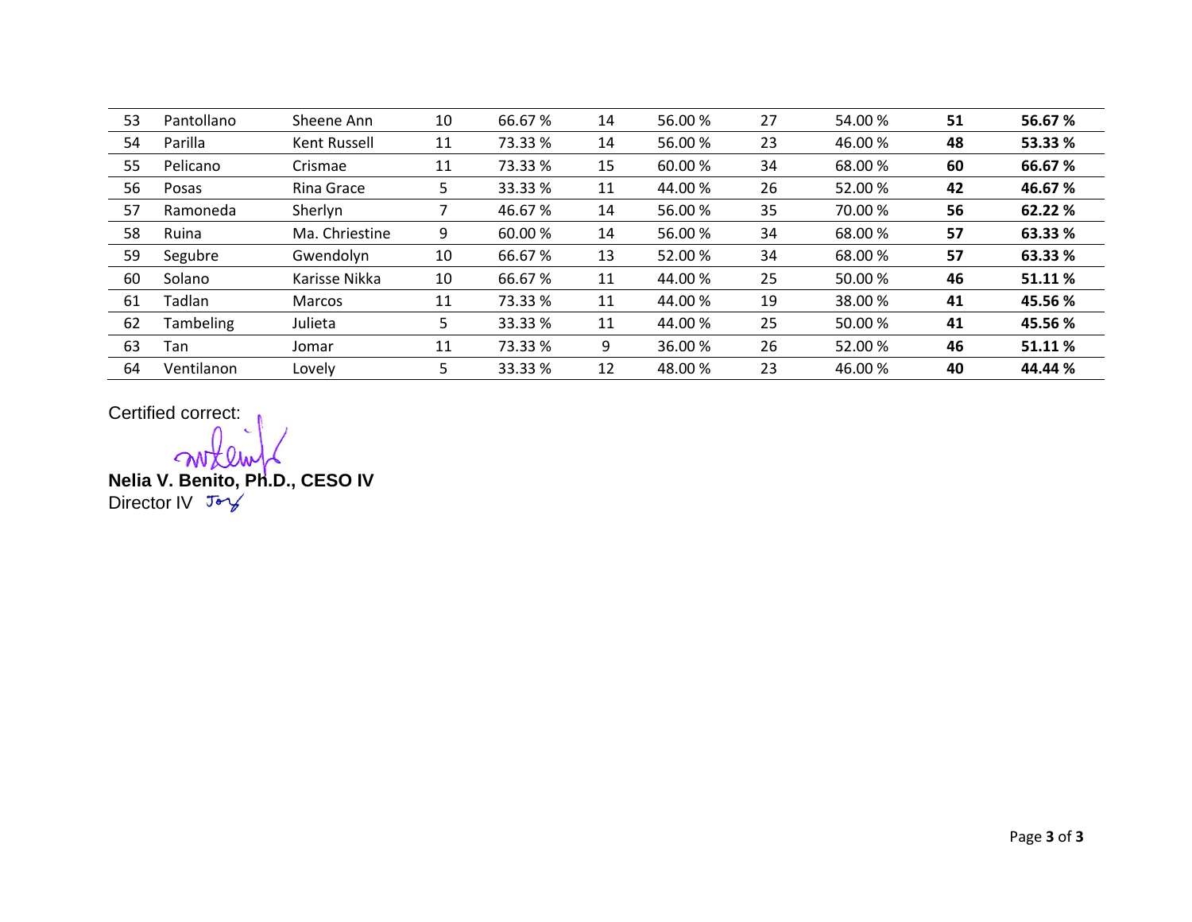| | | | | | | | | | | |
|---|---|---|---|---|---|---|---|---|---|---|
| 53 | Pantollano | Sheene Ann | 10 | 66.67 % | 14 | 56.00 % | 27 | 54.00 % | **51** | **56.67 %** |
| 54 | Parilla | Kent Russell | 11 | 73.33 % | 14 | 56.00 % | 23 | 46.00 % | **48** | **53.33 %** |
| 55 | Pelicano | Crismae | 11 | 73.33 % | 15 | 60.00 % | 34 | 68.00 % | **60** | **66.67 %** |
| 56 | Posas | Rina Grace | 5 | 33.33 % | 11 | 44.00 % | 26 | 52.00 % | **42** | **46.67 %** |
| 57 | Ramoneda | Sherlyn | 7 | 46.67 % | 14 | 56.00 % | 35 | 70.00 % | **56** | **62.22 %** |
| 58 | Ruina | Ma. Chriestine | 9 | 60.00 % | 14 | 56.00 % | 34 | 68.00 % | **57** | **63.33 %** |
| 59 | Segubre | Gwendolyn | 10 | 66.67 % | 13 | 52.00 % | 34 | 68.00 % | **57** | **63.33 %** |
| 60 | Solano | Karisse Nikka | 10 | 66.67 % | 11 | 44.00 % | 25 | 50.00 % | **46** | **51.11 %** |
| 61 | Tadlan | Marcos | 11 | 73.33 % | 11 | 44.00 % | 19 | 38.00 % | **41** | **45.56 %** |
| 62 | Tambeling | Julieta | 5 | 33.33 % | 11 | 44.00 % | 25 | 50.00 % | **41** | **45.56 %** |
| 63 | Tan | Jomar | 11 | 73.33 % | 9 | 36.00 % | 26 | 52.00 % | **46** | **51.11 %** |
| 64 | Ventilanon | Lovely | 5 | 33.33 % | 12 | 48.00 % | 23 | 46.00 % | **40** | **44.44 %** |

Certified correct:

**Nelia V. Benito, Ph.D., CESO IV**
Director IV